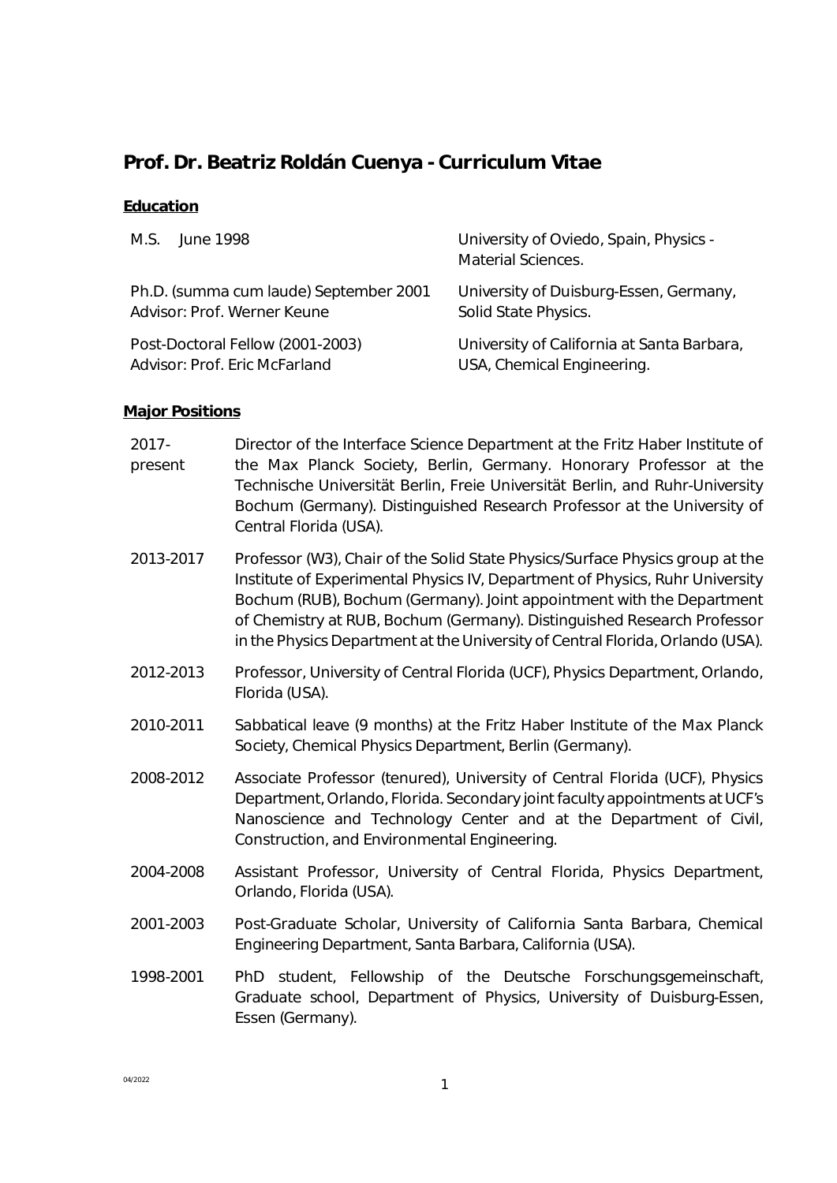# Prof. Dr. Beatriz Roldán Cuenya - Curriculum Vitae

## Education

| | |
|---|---|
| M.S. June 1998 | University of Oviedo, Spain, Physics - Material Sciences. |
| Ph.D. (summa cum laude) September 2001<br>Advisor: Prof. Werner Keune | University of Duisburg-Essen, Germany, Solid State Physics. |
| Post-Doctoral Fellow (2001-2003)<br>Advisor: Prof. Eric McFarland | University of California at Santa Barbara, USA, Chemical Engineering. |

## Major Positions

| | |
|---|---|
| 2017-present | Director of the Interface Science Department at the Fritz Haber Institute of the Max Planck Society, Berlin, Germany. Honorary Professor at the Technische Universität Berlin, Freie Universität Berlin, and Ruhr-University Bochum (Germany). Distinguished Research Professor at the University of Central Florida (USA). |
| 2013-2017 | Professor (W3), Chair of the Solid State Physics/Surface Physics group at the Institute of Experimental Physics IV, Department of Physics, Ruhr University Bochum (RUB), Bochum (Germany). Joint appointment with the Department of Chemistry at RUB, Bochum (Germany). Distinguished Research Professor in the Physics Department at the University of Central Florida, Orlando (USA). |
| 2012-2013 | Professor, University of Central Florida (UCF), Physics Department, Orlando, Florida (USA). |
| 2010-2011 | Sabbatical leave (9 months) at the Fritz Haber Institute of the Max Planck Society, Chemical Physics Department, Berlin (Germany). |
| 2008-2012 | Associate Professor (tenured), University of Central Florida (UCF), Physics Department, Orlando, Florida. Secondary joint faculty appointments at UCF's Nanoscience and Technology Center and at the Department of Civil, Construction, and Environmental Engineering. |
| 2004-2008 | Assistant Professor, University of Central Florida, Physics Department, Orlando, Florida (USA). |
| 2001-2003 | Post-Graduate Scholar, University of California Santa Barbara, Chemical Engineering Department, Santa Barbara, California (USA). |
| 1998-2001 | PhD student, Fellowship of the Deutsche Forschungsgemeinschaft, Graduate school, Department of Physics, University of Duisburg-Essen, Essen (Germany). |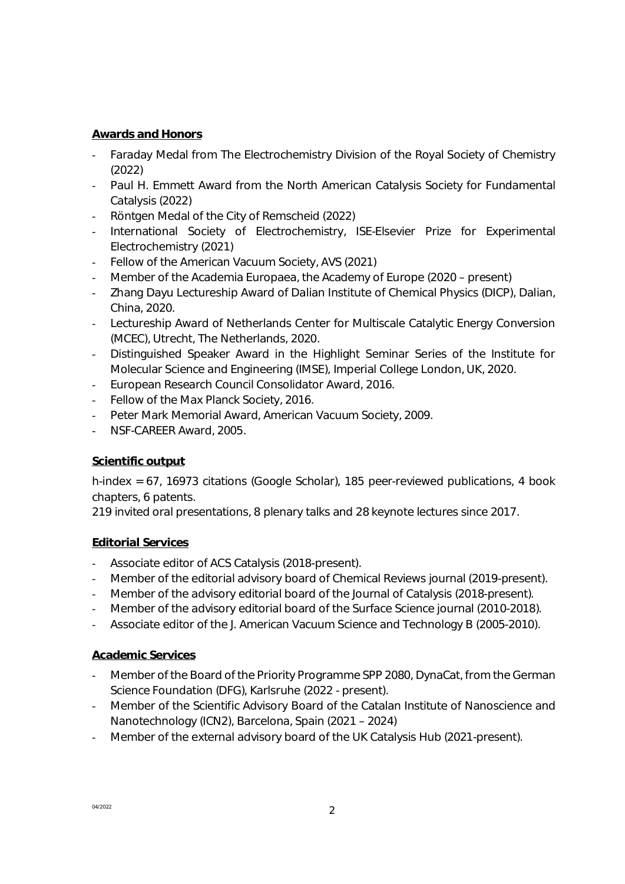## Awards and Honors

- Faraday Medal from The Electrochemistry Division of the Royal Society of Chemistry (2022)
- Paul H. Emmett Award from the North American Catalysis Society for Fundamental Catalysis (2022)
- Röntgen Medal of the City of Remscheid (2022)
- International Society of Electrochemistry, ISE-Elsevier Prize for Experimental Electrochemistry (2021)
- Fellow of the American Vacuum Society, AVS (2021)
- Member of the Academia Europaea, the Academy of Europe (2020 – present)
- Zhang Dayu Lectureship Award of Dalian Institute of Chemical Physics (DICP), Dalian, China, 2020.
- Lectureship Award of Netherlands Center for Multiscale Catalytic Energy Conversion (MCEC), Utrecht, The Netherlands, 2020.
- Distinguished Speaker Award in the Highlight Seminar Series of the Institute for Molecular Science and Engineering (IMSE), Imperial College London, UK, 2020.
- European Research Council Consolidator Award, 2016.
- Fellow of the Max Planck Society, 2016.
- Peter Mark Memorial Award, American Vacuum Society, 2009.
- NSF-CAREER Award, 2005.

## Scientific output

h-index = 67, 16973 citations (Google Scholar), 185 peer-reviewed publications, 4 book chapters, 6 patents.
219 invited oral presentations, 8 plenary talks and 28 keynote lectures since 2017.

## Editorial Services

- Associate editor of ACS Catalysis (2018-present).
- Member of the editorial advisory board of Chemical Reviews journal (2019-present).
- Member of the advisory editorial board of the Journal of Catalysis (2018-present).
- Member of the advisory editorial board of the Surface Science journal (2010-2018).
- Associate editor of the J. American Vacuum Science and Technology B (2005-2010).

## Academic Services

- Member of the Board of the Priority Programme SPP 2080, DynaCat, from the German Science Foundation (DFG), Karlsruhe (2022 - present).
- Member of the Scientific Advisory Board of the Catalan Institute of Nanoscience and Nanotechnology (ICN2), Barcelona, Spain (2021 – 2024)
- Member of the external advisory board of the UK Catalysis Hub (2021-present).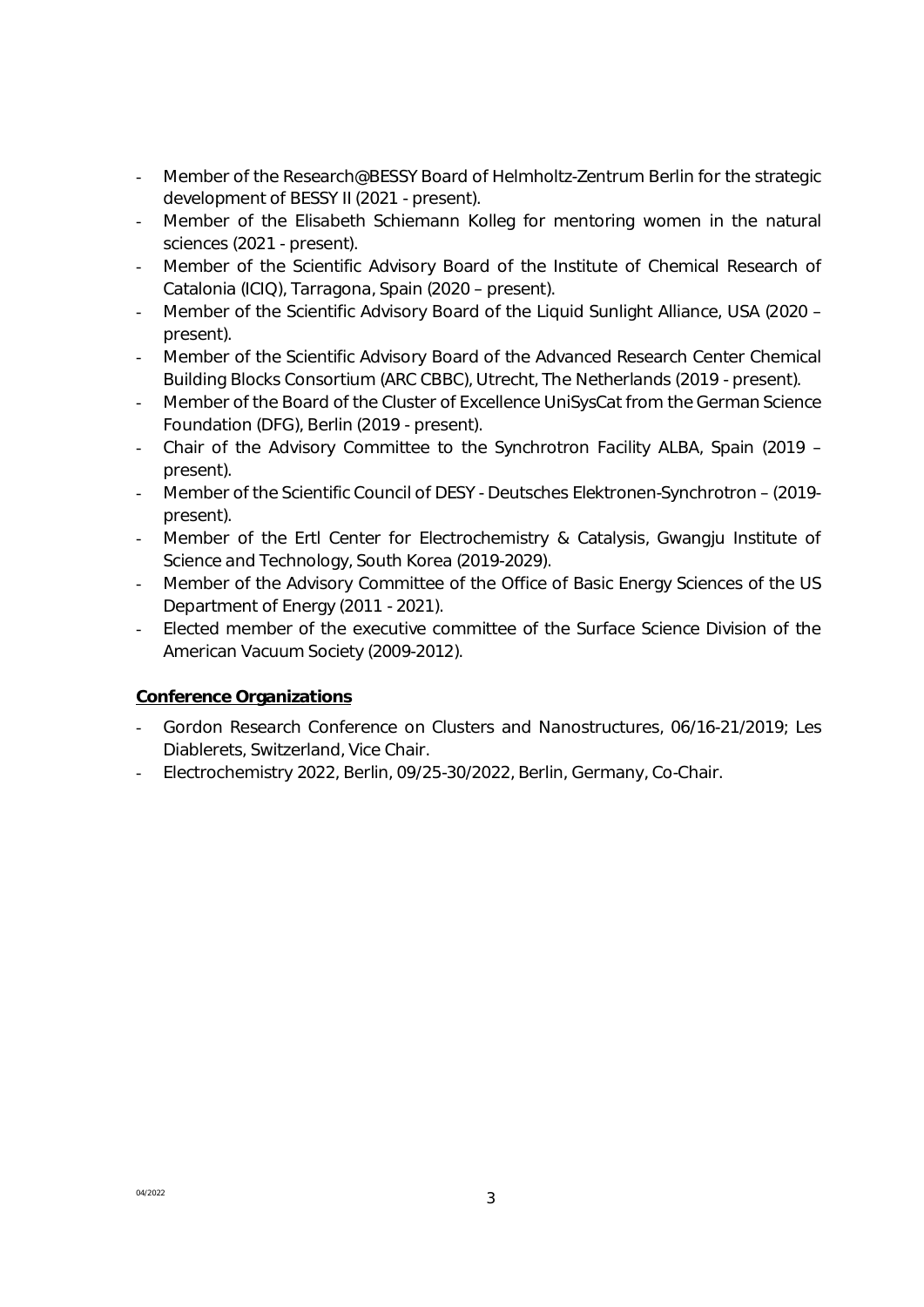- Member of the Research@BESSY Board of Helmholtz-Zentrum Berlin for the strategic development of BESSY II (2021 - present).
- Member of the Elisabeth Schiemann Kolleg for mentoring women in the natural sciences (2021 - present).
- Member of the Scientific Advisory Board of the Institute of Chemical Research of Catalonia (ICIQ), Tarragona, Spain (2020 – present).
- Member of the Scientific Advisory Board of the Liquid Sunlight Alliance, USA (2020 – present).
- Member of the Scientific Advisory Board of the Advanced Research Center Chemical Building Blocks Consortium (ARC CBBC), Utrecht, The Netherlands (2019 - present).
- Member of the Board of the Cluster of Excellence UniSysCat from the German Science Foundation (DFG), Berlin (2019 - present).
- Chair of the Advisory Committee to the Synchrotron Facility ALBA, Spain (2019 – present).
- Member of the Scientific Council of DESY - Deutsches Elektronen-Synchrotron – (2019-present).
- Member of the Ertl Center for Electrochemistry & Catalysis, Gwangju Institute of Science and Technology, South Korea (2019-2029).
- Member of the Advisory Committee of the Office of Basic Energy Sciences of the US Department of Energy (2011 - 2021).
- Elected member of the executive committee of the Surface Science Division of the American Vacuum Society (2009-2012).

## Conference Organizations

- Gordon Research Conference on Clusters and Nanostructures, 06/16-21/2019; Les Diablerets, Switzerland, Vice Chair.
- Electrochemistry 2022, Berlin, 09/25-30/2022, Berlin, Germany, Co-Chair.